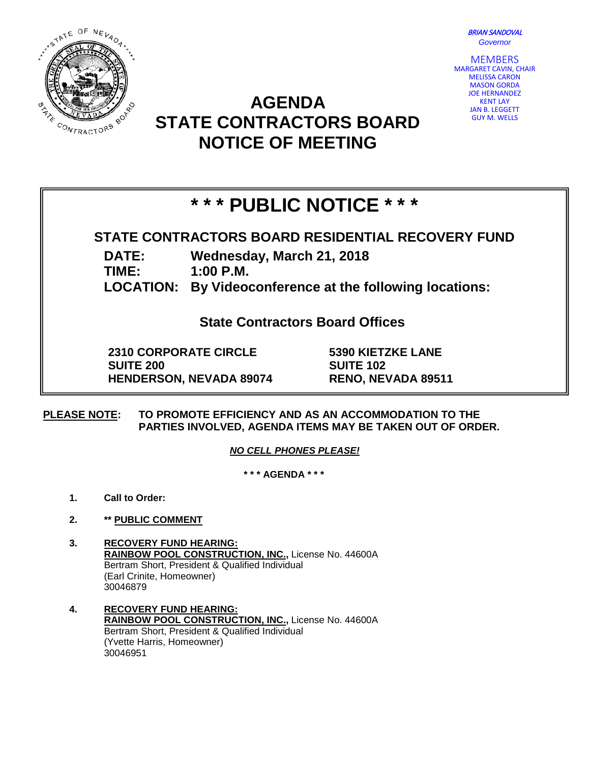*BRIAN SANDOVAL*
*Governor*

MEMBERS
MARGARET CAVIN, CHAIR
MELISSA CARON
MASON GORDA
JOE HERNANDEZ
KENT LAY
JAN B. LEGGETT
GUY M. WELLS

# AGENDA
# STATE CONTRACTORS BOARD
# NOTICE OF MEETING

## * * * PUBLIC NOTICE * * *

**STATE CONTRACTORS BOARD RESIDENTIAL RECOVERY FUND**

**DATE:** **Wednesday, March 21, 2018**
**TIME:** **1:00 P.M.**
**LOCATION:** **By Videoconference at the following locations:**

**State Contractors Board Offices**

**2310 CORPORATE CIRCLE**
**SUITE 200**
**HENDERSON, NEVADA 89074**

**5390 KIETZKE LANE**
**SUITE 102**
**RENO, NEVADA 89511**

**PLEASE NOTE:** **TO PROMOTE EFFICIENCY AND AS AN ACCOMMODATION TO THE PARTIES INVOLVED, AGENDA ITEMS MAY BE TAKEN OUT OF ORDER.**

***NO CELL PHONES PLEASE!***

**\* \* \* AGENDA \* \* \***

1. **Call to Order:**

2. **\*\* PUBLIC COMMENT**

3. **RECOVERY FUND HEARING:**
   **RAINBOW POOL CONSTRUCTION, INC.,** License No. 44600A
   Bertram Short, President & Qualified Individual
   (Earl Crinite, Homeowner)
   30046879

4. **RECOVERY FUND HEARING:**
   **RAINBOW POOL CONSTRUCTION, INC.,** License No. 44600A
   Bertram Short, President & Qualified Individual
   (Yvette Harris, Homeowner)
   30046951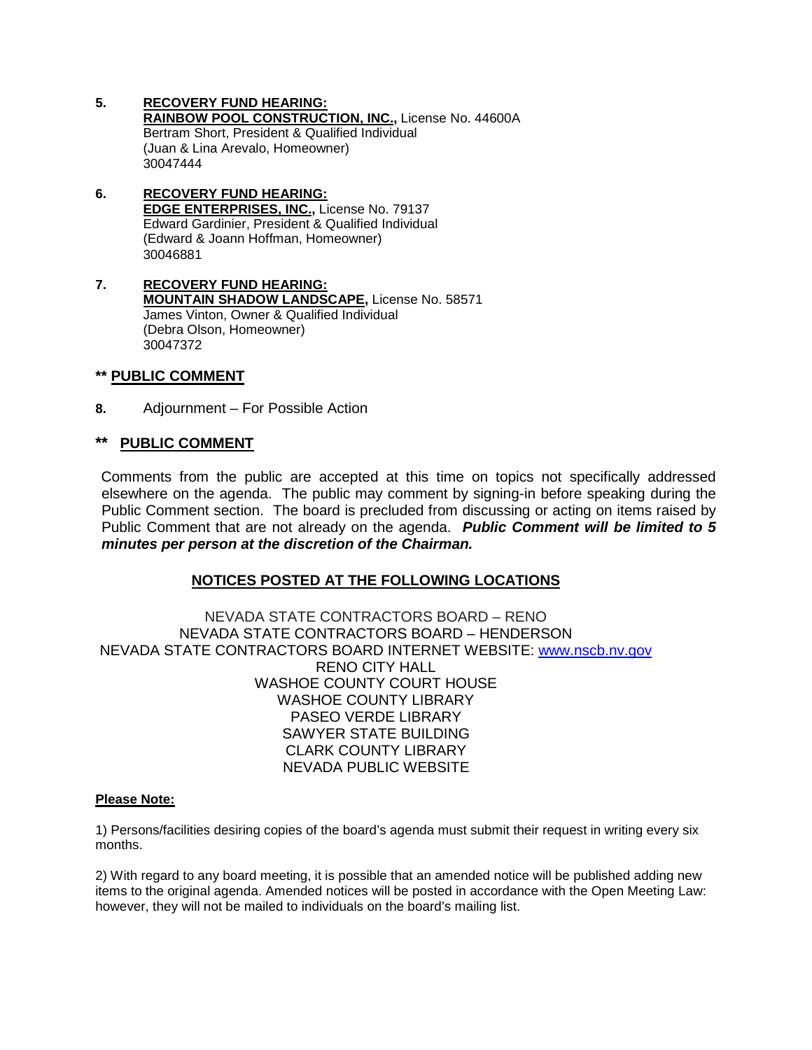5. **<u>RECOVERY FUND HEARING:</u>**
   **<u>RAINBOW POOL CONSTRUCTION, INC.,</u>** License No. 44600A
   Bertram Short, President & Qualified Individual
   (Juan & Lina Arevalo, Homeowner)
   30047444

6. **<u>RECOVERY FUND HEARING:</u>**
   **<u>EDGE ENTERPRISES, INC.,</u>** License No. 79137
   Edward Gardinier, President & Qualified Individual
   (Edward & Joann Hoffman, Homeowner)
   30046881

7. **<u>RECOVERY FUND HEARING:</u>**
   **<u>MOUNTAIN SHADOW LANDSCAPE,</u>** License No. 58571
   James Vinton, Owner & Qualified Individual
   (Debra Olson, Homeowner)
   30047372

**\*\* <u>PUBLIC COMMENT</u>**

8. Adjournment – For Possible Action

**\*\* <u>PUBLIC COMMENT</u>**

Comments from the public are accepted at this time on topics not specifically addressed elsewhere on the agenda. The public may comment by signing-in before speaking during the Public Comment section. The board is precluded from discussing or acting on items raised by Public Comment that are not already on the agenda. ***Public Comment will be limited to 5 minutes per person at the discretion of the Chairman.***

**<u>NOTICES POSTED AT THE FOLLOWING LOCATIONS</u>**

NEVADA STATE CONTRACTORS BOARD – RENO
NEVADA STATE CONTRACTORS BOARD – HENDERSON
NEVADA STATE CONTRACTORS BOARD INTERNET WEBSITE: www.nscb.nv.gov
RENO CITY HALL
WASHOE COUNTY COURT HOUSE
WASHOE COUNTY LIBRARY
PASEO VERDE LIBRARY
SAWYER STATE BUILDING
CLARK COUNTY LIBRARY
NEVADA PUBLIC WEBSITE

**<u>Please Note:</u>**

1) Persons/facilities desiring copies of the board's agenda must submit their request in writing every six months.

2) With regard to any board meeting, it is possible that an amended notice will be published adding new items to the original agenda. Amended notices will be posted in accordance with the Open Meeting Law: however, they will not be mailed to individuals on the board's mailing list.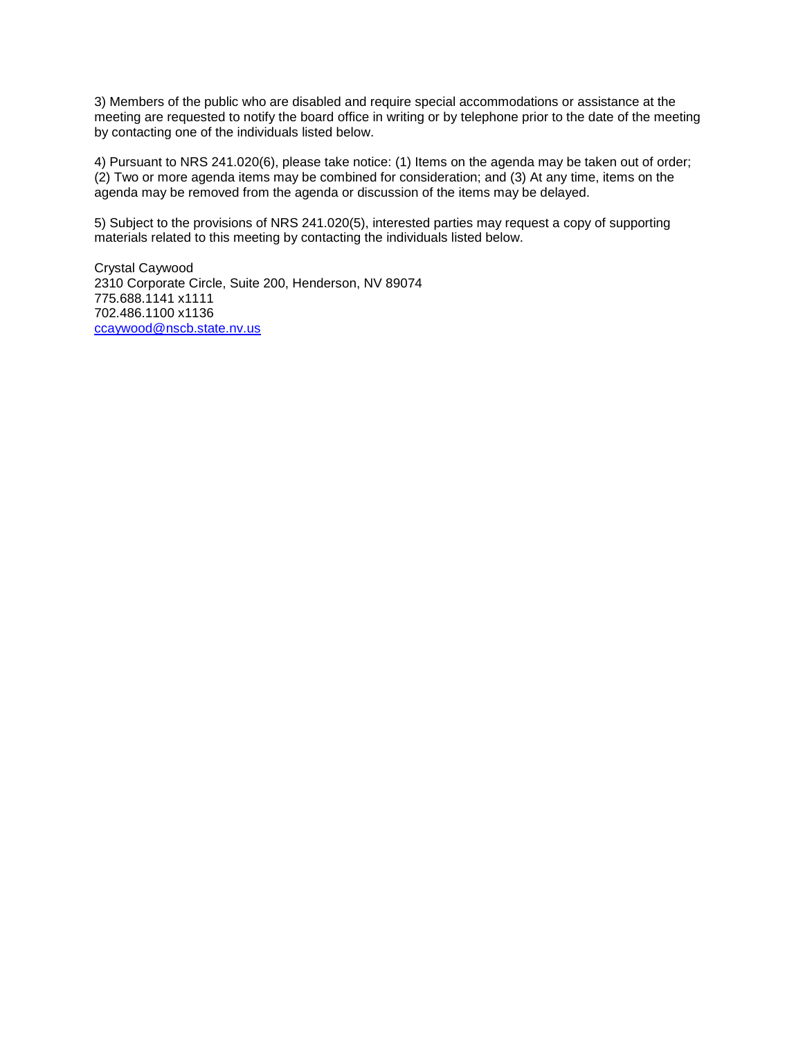3) Members of the public who are disabled and require special accommodations or assistance at the meeting are requested to notify the board office in writing or by telephone prior to the date of the meeting by contacting one of the individuals listed below.

4) Pursuant to NRS 241.020(6), please take notice: (1) Items on the agenda may be taken out of order; (2) Two or more agenda items may be combined for consideration; and (3) At any time, items on the agenda may be removed from the agenda or discussion of the items may be delayed.

5) Subject to the provisions of NRS 241.020(5), interested parties may request a copy of supporting materials related to this meeting by contacting the individuals listed below.

Crystal Caywood
2310 Corporate Circle, Suite 200, Henderson, NV 89074
775.688.1141 x1111
702.486.1100 x1136
ccaywood@nscb.state.nv.us